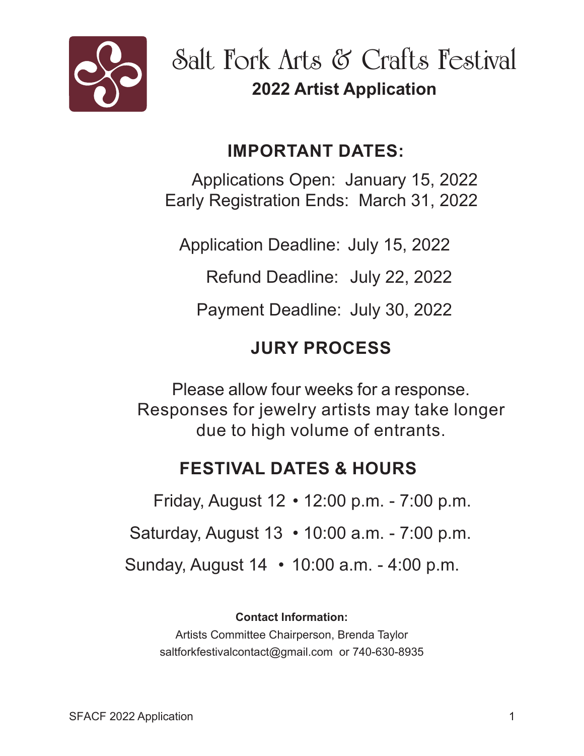# Salt Fork Arts & Crafts Festival

## 2022 Artist Application

### IMPORTANT DATES:

Applications Open: January 15, 2022
Early Registration Ends: March 31, 2022

Application Deadline: July 15, 2022

Refund Deadline: July 22, 2022

Payment Deadline: July 30, 2022

### JURY PROCESS

Please allow four weeks for a response.
Responses for jewelry artists may take longer due to high volume of entrants.

### FESTIVAL DATES & HOURS

Friday, August 12 • 12:00 p.m. - 7:00 p.m.

Saturday, August 13 • 10:00 a.m. - 7:00 p.m.

Sunday, August 14 • 10:00 a.m. - 4:00 p.m.

**Contact Information:**

Artists Committee Chairperson, Brenda Taylor
saltforkfestivalcontact@gmail.com or 740-630-8935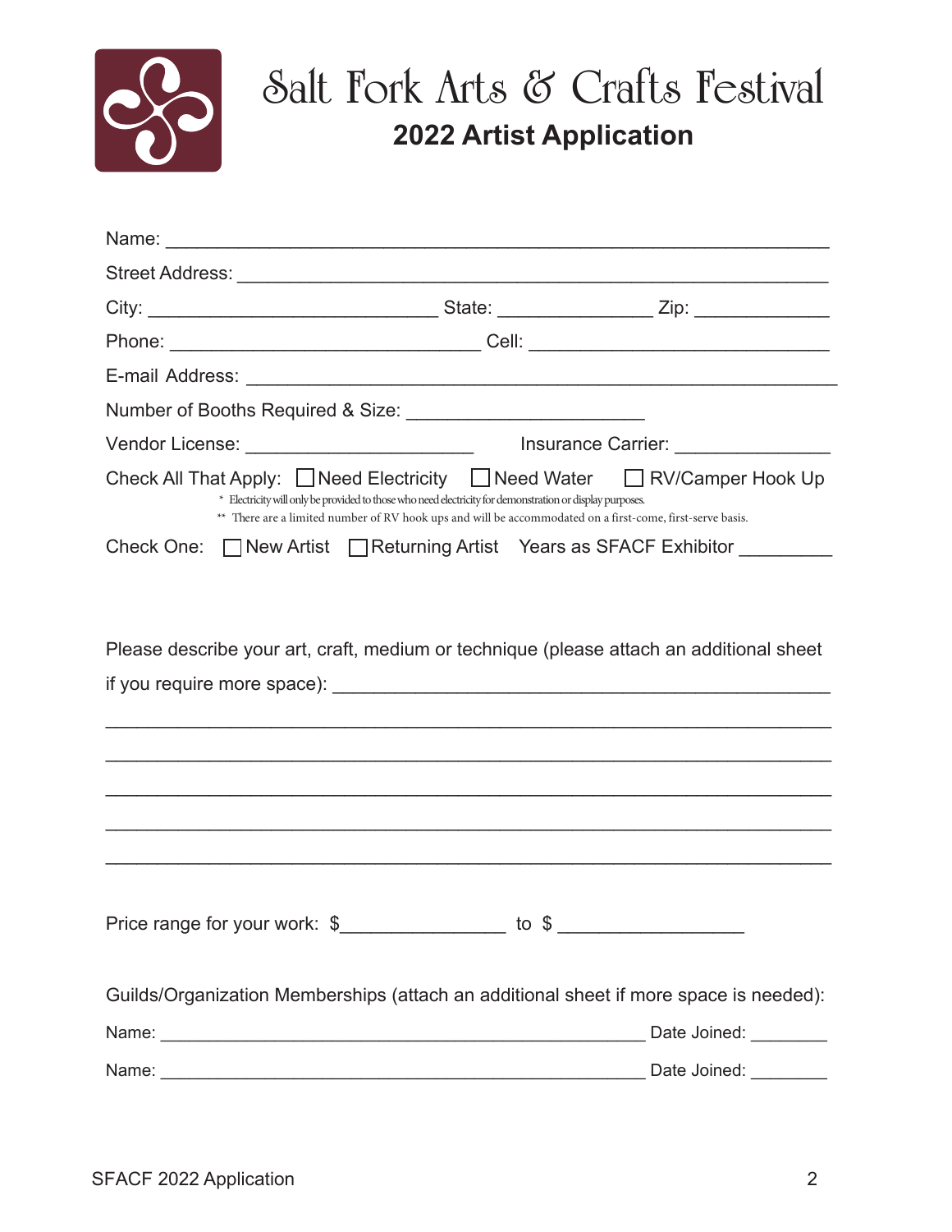# Salt Fork Arts & Crafts Festival

## 2022 Artist Application

Name: ____________________________________________________________

Street Address: ______________________________________________________

City: ___________________________ State: ______________ Zip: ____________

Phone: _____________________________ Cell: ____________________________

E-mail Address: ______________________________________________________

Number of Booths Required & Size: ______________________

Vendor License: _____________________ Insurance Carrier: ______________

Check All That Apply: ☐ Need Electricity ☐ Need Water ☐ RV/Camper Hook Up

\* Electricity will only be provided to those who need electricity for demonstration or display purposes.

\*\* There are a limited number of RV hook ups and will be accommodated on a first-come, first-serve basis.

Check One: ☐ New Artist ☐ Returning Artist Years as SFACF Exhibitor _________

Please describe your art, craft, medium or technique (please attach an additional sheet if you require more space): ______________________________________________

____________________________________________________________________

____________________________________________________________________

____________________________________________________________________

____________________________________________________________________

____________________________________________________________________

Price range for your work: $_______________ to $ _________________

Guilds/Organization Memberships (attach an additional sheet if more space is needed):

Name: ____________________________________________ Date Joined: ________

Name: ____________________________________________ Date Joined: ________

SFACF 2022 Application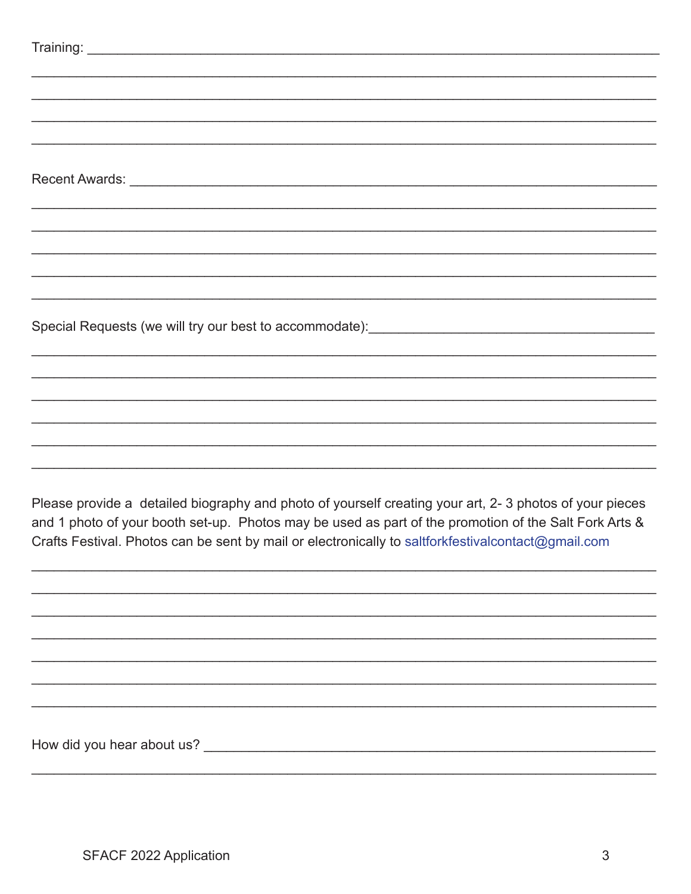Training: ______________________________________________________________________

______________________________________________________________________

______________________________________________________________________

______________________________________________________________________

______________________________________________________________________

Recent Awards: ______________________________________________________________________

______________________________________________________________________

______________________________________________________________________

______________________________________________________________________

______________________________________________________________________

______________________________________________________________________

Special Requests (we will try our best to accommodate):______________________________________

______________________________________________________________________

______________________________________________________________________

______________________________________________________________________

______________________________________________________________________

______________________________________________________________________

______________________________________________________________________

Please provide a detailed biography and photo of yourself creating your art, 2- 3 photos of your pieces and 1 photo of your booth set-up. Photos may be used as part of the promotion of the Salt Fork Arts & Crafts Festival. Photos can be sent by mail or electronically to saltforkfestivalcontact@gmail.com

______________________________________________________________________

______________________________________________________________________

______________________________________________________________________

______________________________________________________________________

______________________________________________________________________

______________________________________________________________________

______________________________________________________________________

How did you hear about us? ______________________________________________________________________

______________________________________________________________________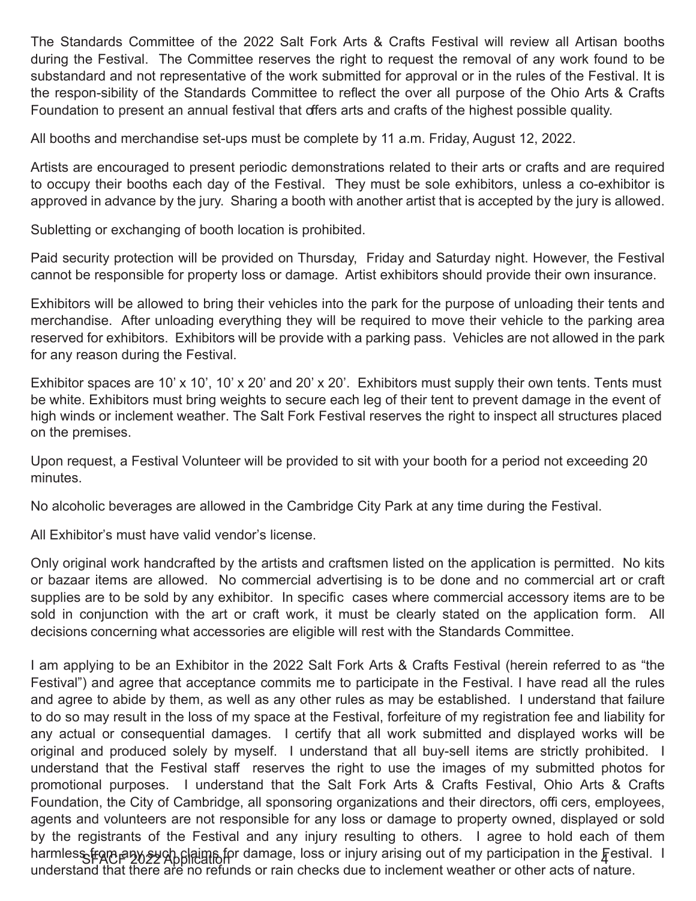The Standards Committee of the 2022 Salt Fork Arts & Crafts Festival will review all Artisan booths during the Festival. The Committee reserves the right to request the removal of any work found to be substandard and not representative of the work submitted for approval or in the rules of the Festival. It is the respon-sibility of the Standards Committee to reflect the over all purpose of the Ohio Arts & Crafts Foundation to present an annual festival that offers arts and crafts of the highest possible quality.

All booths and merchandise set-ups must be complete by 11 a.m. Friday, August 12, 2022.

Artists are encouraged to present periodic demonstrations related to their arts or crafts and are required to occupy their booths each day of the Festival. They must be sole exhibitors, unless a co-exhibitor is approved in advance by the jury. Sharing a booth with another artist that is accepted by the jury is allowed.

Subletting or exchanging of booth location is prohibited.

Paid security protection will be provided on Thursday, Friday and Saturday night. However, the Festival cannot be responsible for property loss or damage. Artist exhibitors should provide their own insurance.

Exhibitors will be allowed to bring their vehicles into the park for the purpose of unloading their tents and merchandise. After unloading everything they will be required to move their vehicle to the parking area reserved for exhibitors. Exhibitors will be provide with a parking pass. Vehicles are not allowed in the park for any reason during the Festival.

Exhibitor spaces are 10' x 10', 10' x 20' and 20' x 20'. Exhibitors must supply their own tents. Tents must be white. Exhibitors must bring weights to secure each leg of their tent to prevent damage in the event of high winds or inclement weather. The Salt Fork Festival reserves the right to inspect all structures placed on the premises.

Upon request, a Festival Volunteer will be provided to sit with your booth for a period not exceeding 20 minutes.

No alcoholic beverages are allowed in the Cambridge City Park at any time during the Festival.

All Exhibitor's must have valid vendor's license.

Only original work handcrafted by the artists and craftsmen listed on the application is permitted. No kits or bazaar items are allowed. No commercial advertising is to be done and no commercial art or craft supplies are to be sold by any exhibitor. In specific cases where commercial accessory items are to be sold in conjunction with the art or craft work, it must be clearly stated on the application form. All decisions concerning what accessories are eligible will rest with the Standards Committee.

I am applying to be an Exhibitor in the 2022 Salt Fork Arts & Crafts Festival (herein referred to as "the Festival") and agree that acceptance commits me to participate in the Festival. I have read all the rules and agree to abide by them, as well as any other rules as may be established. I understand that failure to do so may result in the loss of my space at the Festival, forfeiture of my registration fee and liability for any actual or consequential damages. I certify that all work submitted and displayed works will be original and produced solely by myself. I understand that all buy-sell items are strictly prohibited. I understand that the Festival staff reserves the right to use the images of my submitted photos for promotional purposes. I understand that the Salt Fork Arts & Crafts Festival, Ohio Arts & Crafts Foundation, the City of Cambridge, all sponsoring organizations and their directors, officers, employees, agents and volunteers are not responsible for any loss or damage to property owned, displayed or sold by the registrants of the Festival and any injury resulting to others. I agree to hold each of them harmless from any such claims for damage, loss or injury arising out of my participation in the Festival. I understand that there are no refunds or rain checks due to inclement weather or other acts of nature.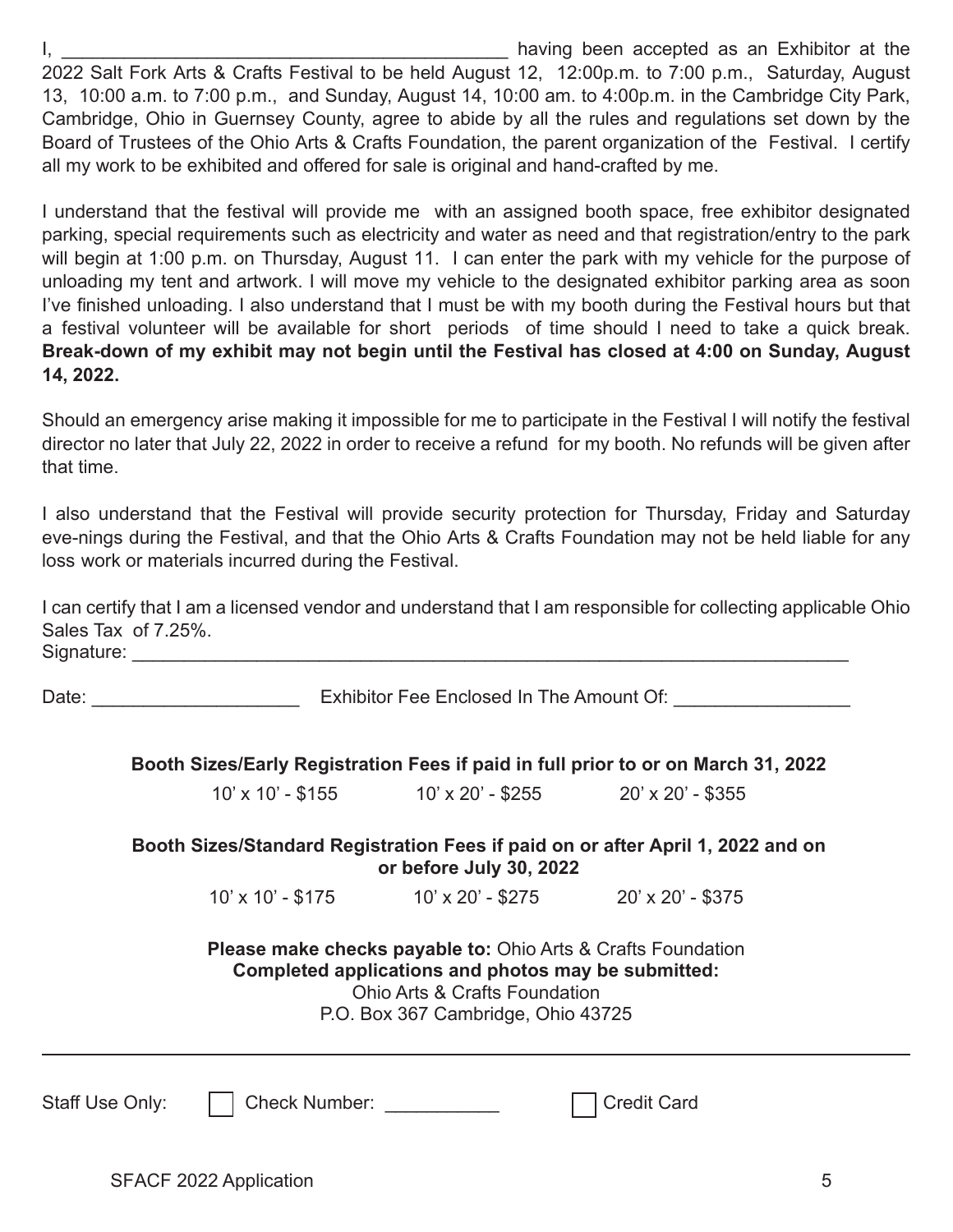I, ____________________________________________ having been accepted as an Exhibitor at the 2022 Salt Fork Arts & Crafts Festival to be held August 12, 12:00p.m. to 7:00 p.m., Saturday, August 13, 10:00 a.m. to 7:00 p.m., and Sunday, August 14, 10:00 am. to 4:00p.m. in the Cambridge City Park, Cambridge, Ohio in Guernsey County, agree to abide by all the rules and regulations set down by the Board of Trustees of the Ohio Arts & Crafts Foundation, the parent organization of the Festival. I certify all my work to be exhibited and offered for sale is original and hand-crafted by me.

I understand that the festival will provide me with an assigned booth space, free exhibitor designated parking, special requirements such as electricity and water as need and that registration/entry to the park will begin at 1:00 p.m. on Thursday, August 11. I can enter the park with my vehicle for the purpose of unloading my tent and artwork. I will move my vehicle to the designated exhibitor parking area as soon I've finished unloading. I also understand that I must be with my booth during the Festival hours but that a festival volunteer will be available for short periods of time should I need to take a quick break. **Break-down of my exhibit may not begin until the Festival has closed at 4:00 on Sunday, August 14, 2022.**

Should an emergency arise making it impossible for me to participate in the Festival I will notify the festival director no later that July 22, 2022 in order to receive a refund for my booth. No refunds will be given after that time.

I also understand that the Festival will provide security protection for Thursday, Friday and Saturday eve-nings during the Festival, and that the Ohio Arts & Crafts Foundation may not be held liable for any loss work or materials incurred during the Festival.

I can certify that I am a licensed vendor and understand that I am responsible for collecting applicable Ohio Sales Tax of 7.25%.

Signature: ________________________________________________________________________

Date: ____________________ Exhibitor Fee Enclosed In The Amount Of: _________________

**Booth Sizes/Early Registration Fees if paid in full prior to or on March 31, 2022**

10' x 10' - $155 10' x 20' - $255 20' x 20' - $355

**Booth Sizes/Standard Registration Fees if paid on or after April 1, 2022 and on or before July 30, 2022**

10' x 10' - $175 10' x 20' - $275 20' x 20' - $375

**Please make checks payable to:** Ohio Arts & Crafts Foundation

**Completed applications and photos may be submitted:**

Ohio Arts & Crafts Foundation

P.O. Box 367 Cambridge, Ohio 43725

---

Staff Use Only: ☐ Check Number: ___________ ☐ Credit Card

SFACF 2022 Application